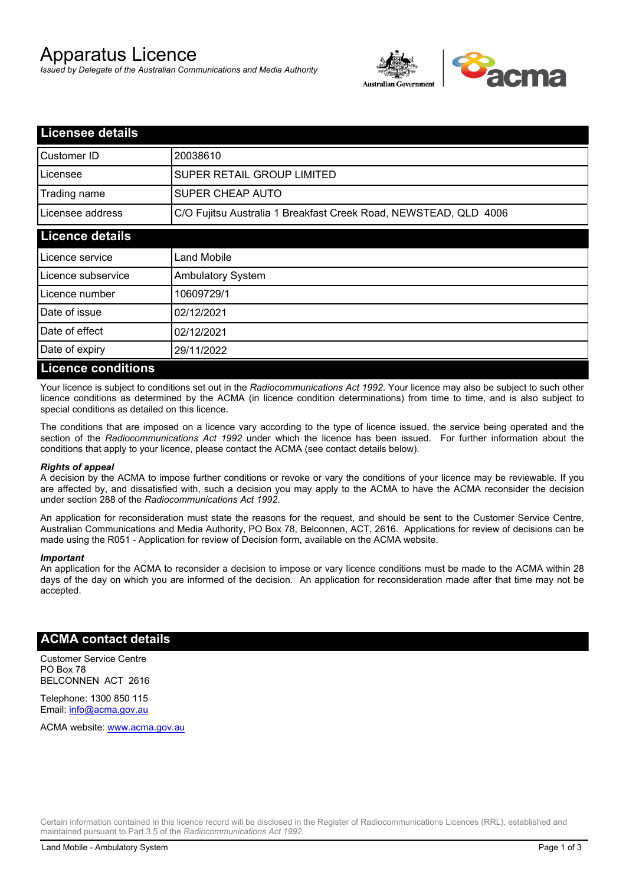# Apparatus Licence

*Issued by Delegate of the Australian Communications and Media Authority*

## Licensee details

| | |
|---|---|
| Customer ID | 20038610 |
| Licensee | SUPER RETAIL GROUP LIMITED |
| Trading name | SUPER CHEAP AUTO |
| Licensee address | C/O Fujitsu Australia 1 Breakfast Creek Road, NEWSTEAD, QLD 4006 |

## Licence details

| | |
|---|---|
| Licence service | Land Mobile |
| Licence subservice | Ambulatory System |
| Licence number | 10609729/1 |
| Date of issue | 02/12/2021 |
| Date of effect | 02/12/2021 |
| Date of expiry | 29/11/2022 |

## Licence conditions

Your licence is subject to conditions set out in the *Radiocommunications Act 1992*. Your licence may also be subject to such other licence conditions as determined by the ACMA (in licence condition determinations) from time to time, and is also subject to special conditions as detailed on this licence.

The conditions that are imposed on a licence vary according to the type of licence issued, the service being operated and the section of the *Radiocommunications Act 1992* under which the licence has been issued. For further information about the conditions that apply to your licence, please contact the ACMA (see contact details below).

***Rights of appeal***

A decision by the ACMA to impose further conditions or revoke or vary the conditions of your licence may be reviewable. If you are affected by, and dissatisfied with, such a decision you may apply to the ACMA to have the ACMA reconsider the decision under section 288 of the *Radiocommunications Act 1992*.

An application for reconsideration must state the reasons for the request, and should be sent to the Customer Service Centre, Australian Communications and Media Authority, PO Box 78, Belconnen, ACT, 2616. Applications for review of decisions can be made using the R051 - Application for review of Decision form, available on the ACMA website.

***Important***

An application for the ACMA to reconsider a decision to impose or vary licence conditions must be made to the ACMA within 28 days of the day on which you are informed of the decision. An application for reconsideration made after that time may not be accepted.

## ACMA contact details

Customer Service Centre
PO Box 78
BELCONNEN ACT 2616

Telephone: 1300 850 115
Email: info@acma.gov.au

ACMA website: www.acma.gov.au

Certain information contained in this licence record will be disclosed in the Register of Radiocommunications Licences (RRL), established and maintained pursuant to Part 3.5 of the *Radiocommunications Act 1992.*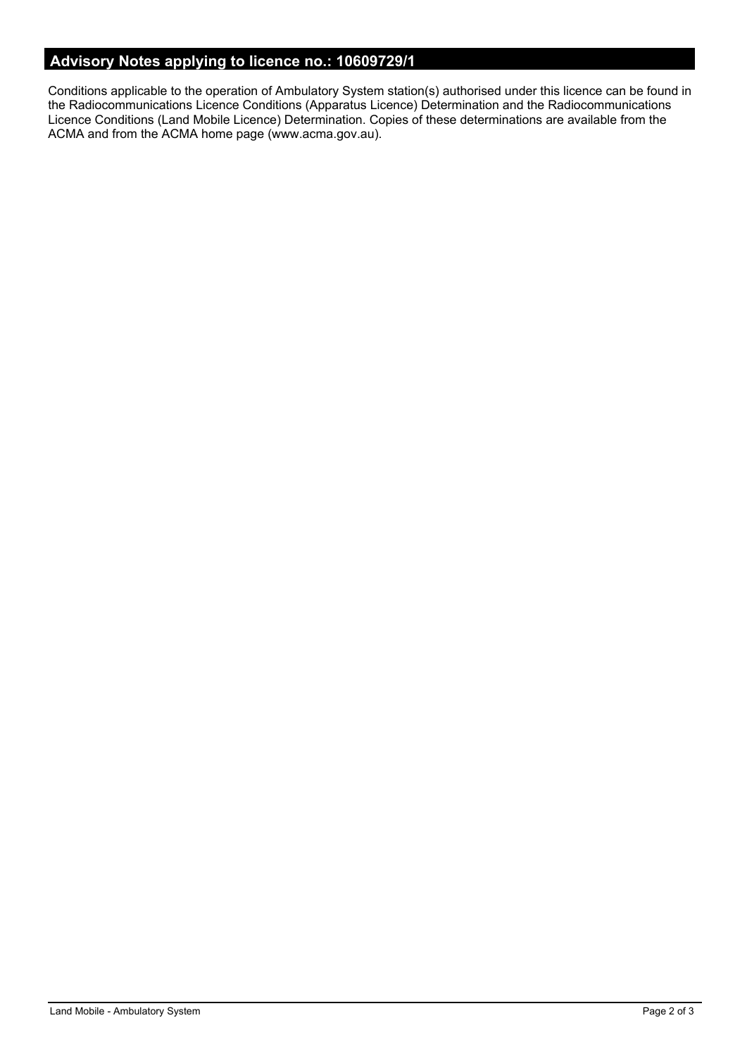## Advisory Notes applying to licence no.: 10609729/1

Conditions applicable to the operation of Ambulatory System station(s) authorised under this licence can be found in the Radiocommunications Licence Conditions (Apparatus Licence) Determination and the Radiocommunications Licence Conditions (Land Mobile Licence) Determination. Copies of these determinations are available from the ACMA and from the ACMA home page (www.acma.gov.au).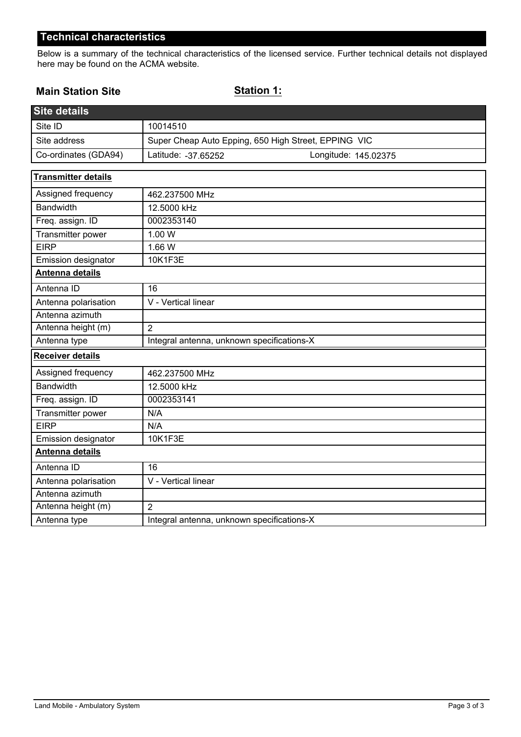## Technical characteristics

Below is a summary of the technical characteristics of the licensed service. Further technical details not displayed here may be found on the ACMA website.

**Main Station Site** **Station 1:**

| Site details | | |
|---|---|---|
| Site ID | 10014510 | |
| Site address | Super Cheap Auto Epping, 650 High Street, EPPING VIC | |
| Co-ordinates (GDA94) | Latitude: -37.65252 | Longitude: 145.02375 |

| Transmitter details | |
|---|---|
| Assigned frequency | 462.237500 MHz |
| Bandwidth | 12.5000 kHz |
| Freq. assign. ID | 0002353140 |
| Transmitter power | 1.00 W |
| EIRP | 1.66 W |
| Emission designator | 10K1F3E |
| **Antenna details** | |
| Antenna ID | 16 |
| Antenna polarisation | V - Vertical linear |
| Antenna azimuth | |
| Antenna height (m) | 2 |
| Antenna type | Integral antenna, unknown specifications-X |

| Receiver details | |
|---|---|
| Assigned frequency | 462.237500 MHz |
| Bandwidth | 12.5000 kHz |
| Freq. assign. ID | 0002353141 |
| Transmitter power | N/A |
| EIRP | N/A |
| Emission designator | 10K1F3E |
| **Antenna details** | |
| Antenna ID | 16 |
| Antenna polarisation | V - Vertical linear |
| Antenna azimuth | |
| Antenna height (m) | 2 |
| Antenna type | Integral antenna, unknown specifications-X |